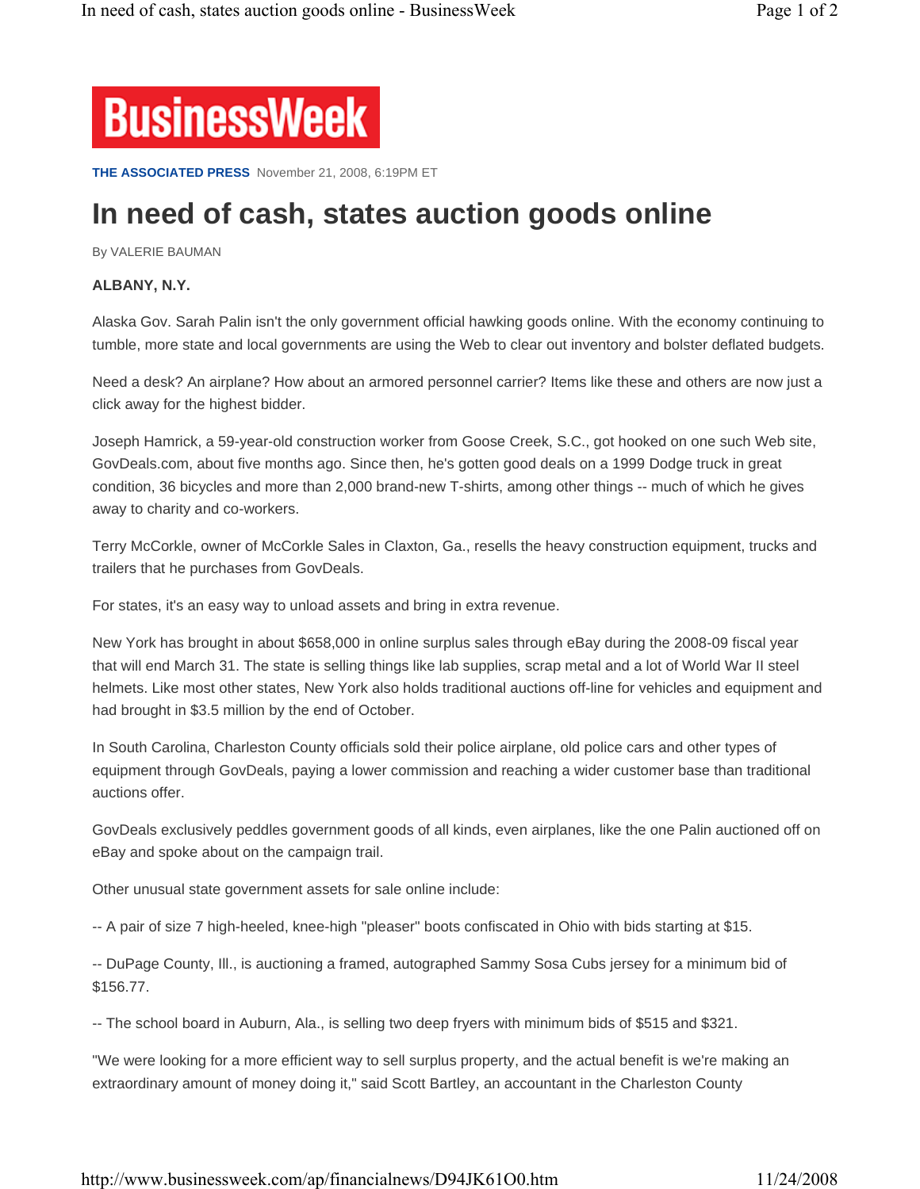**BusinessWeek**

**THE ASSOCIATED PRESS** November 21, 2008, 6:19PM ET

# In need of cash, states auction goods online

By VALERIE BAUMAN

**ALBANY, N.Y.**

Alaska Gov. Sarah Palin isn't the only government official hawking goods online. With the economy continuing to tumble, more state and local governments are using the Web to clear out inventory and bolster deflated budgets.

Need a desk? An airplane? How about an armored personnel carrier? Items like these and others are now just a click away for the highest bidder.

Joseph Hamrick, a 59-year-old construction worker from Goose Creek, S.C., got hooked on one such Web site, GovDeals.com, about five months ago. Since then, he's gotten good deals on a 1999 Dodge truck in great condition, 36 bicycles and more than 2,000 brand-new T-shirts, among other things -- much of which he gives away to charity and co-workers.

Terry McCorkle, owner of McCorkle Sales in Claxton, Ga., resells the heavy construction equipment, trucks and trailers that he purchases from GovDeals.

For states, it's an easy way to unload assets and bring in extra revenue.

New York has brought in about $658,000 in online surplus sales through eBay during the 2008-09 fiscal year that will end March 31. The state is selling things like lab supplies, scrap metal and a lot of World War II steel helmets. Like most other states, New York also holds traditional auctions off-line for vehicles and equipment and had brought in $3.5 million by the end of October.

In South Carolina, Charleston County officials sold their police airplane, old police cars and other types of equipment through GovDeals, paying a lower commission and reaching a wider customer base than traditional auctions offer.

GovDeals exclusively peddles government goods of all kinds, even airplanes, like the one Palin auctioned off on eBay and spoke about on the campaign trail.

Other unusual state government assets for sale online include:

-- A pair of size 7 high-heeled, knee-high "pleaser" boots confiscated in Ohio with bids starting at $15.

-- DuPage County, Ill., is auctioning a framed, autographed Sammy Sosa Cubs jersey for a minimum bid of $156.77.

-- The school board in Auburn, Ala., is selling two deep fryers with minimum bids of $515 and $321.

"We were looking for a more efficient way to sell surplus property, and the actual benefit is we're making an extraordinary amount of money doing it," said Scott Bartley, an accountant in the Charleston County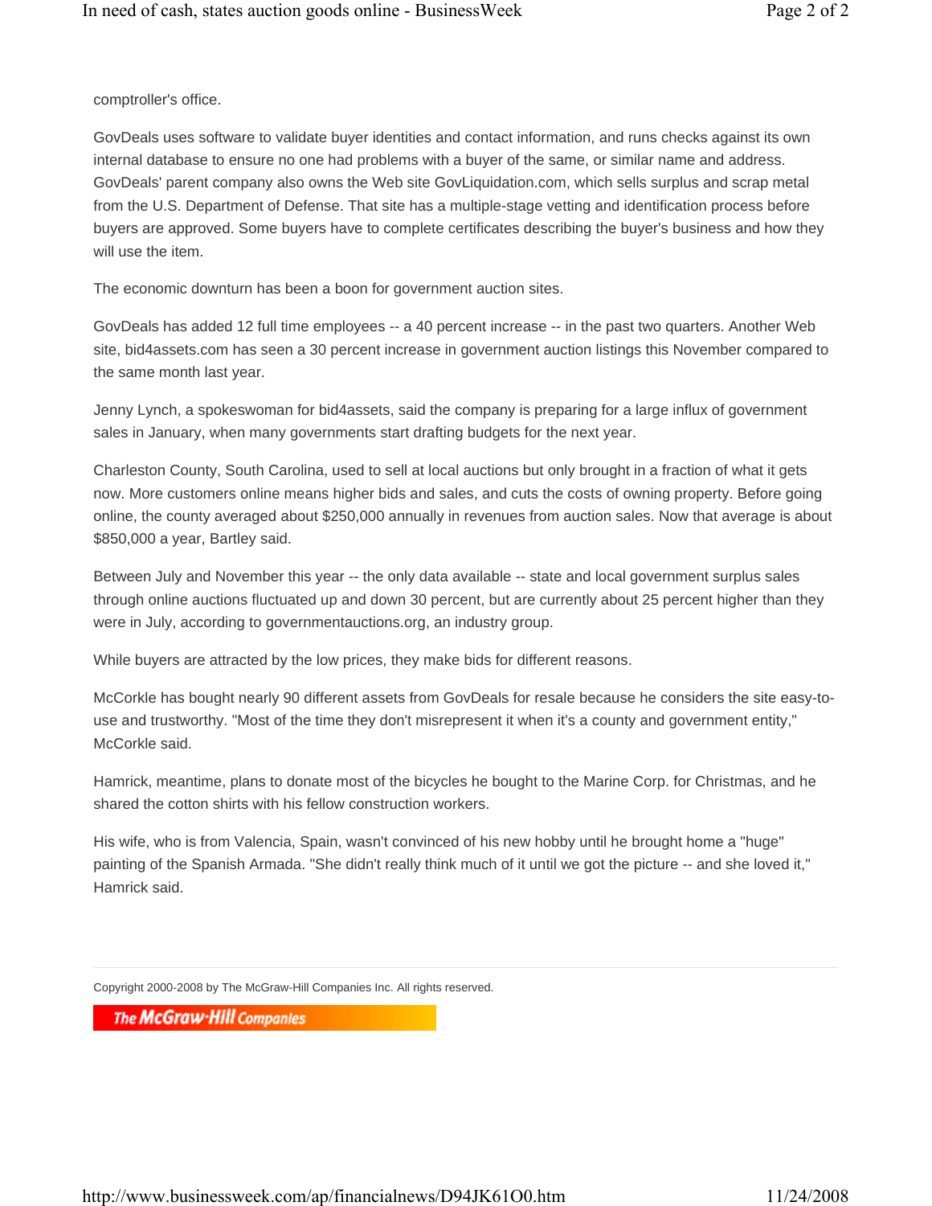comptroller's office.

GovDeals uses software to validate buyer identities and contact information, and runs checks against its own internal database to ensure no one had problems with a buyer of the same, or similar name and address. GovDeals' parent company also owns the Web site GovLiquidation.com, which sells surplus and scrap metal from the U.S. Department of Defense. That site has a multiple-stage vetting and identification process before buyers are approved. Some buyers have to complete certificates describing the buyer's business and how they will use the item.

The economic downturn has been a boon for government auction sites.

GovDeals has added 12 full time employees -- a 40 percent increase -- in the past two quarters. Another Web site, bid4assets.com has seen a 30 percent increase in government auction listings this November compared to the same month last year.

Jenny Lynch, a spokeswoman for bid4assets, said the company is preparing for a large influx of government sales in January, when many governments start drafting budgets for the next year.

Charleston County, South Carolina, used to sell at local auctions but only brought in a fraction of what it gets now. More customers online means higher bids and sales, and cuts the costs of owning property. Before going online, the county averaged about $250,000 annually in revenues from auction sales. Now that average is about $850,000 a year, Bartley said.

Between July and November this year -- the only data available -- state and local government surplus sales through online auctions fluctuated up and down 30 percent, but are currently about 25 percent higher than they were in July, according to governmentauctions.org, an industry group.

While buyers are attracted by the low prices, they make bids for different reasons.

McCorkle has bought nearly 90 different assets from GovDeals for resale because he considers the site easy-to-use and trustworthy. "Most of the time they don't misrepresent it when it's a county and government entity," McCorkle said.

Hamrick, meantime, plans to donate most of the bicycles he bought to the Marine Corp. for Christmas, and he shared the cotton shirts with his fellow construction workers.

His wife, who is from Valencia, Spain, wasn't convinced of his new hobby until he brought home a "huge" painting of the Spanish Armada. "She didn't really think much of it until we got the picture -- and she loved it," Hamrick said.

---

Copyright 2000-2008 by The McGraw-Hill Companies Inc. All rights reserved.

The McGraw·Hill Companies